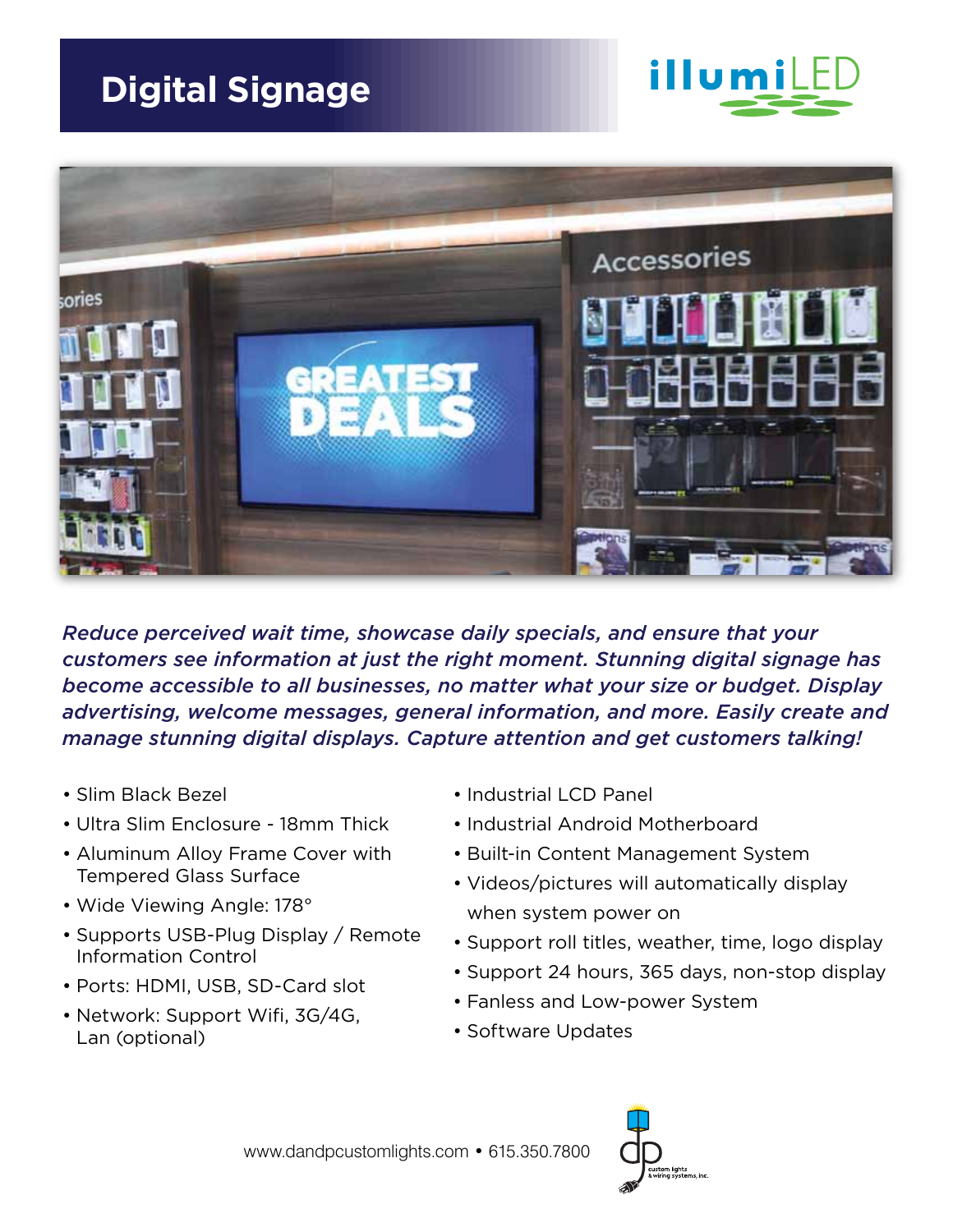# Digital Signage

illumiLED

*Reduce perceived wait time, showcase daily specials, and ensure that your customers see information at just the right moment. Stunning digital signage has become accessible to all businesses, no matter what your size or budget. Display advertising, welcome messages, general information, and more. Easily create and manage stunning digital displays. Capture attention and get customers talking!*

- Slim Black Bezel
- Ultra Slim Enclosure - 18mm Thick
- Aluminum Alloy Frame Cover with Tempered Glass Surface
- Wide Viewing Angle: 178°
- Supports USB-Plug Display / Remote Information Control
- Ports: HDMI, USB, SD-Card slot
- Network: Support Wifi, 3G/4G, Lan (optional)
- Industrial LCD Panel
- Industrial Android Motherboard
- Built-in Content Management System
- Videos/pictures will automatically display when system power on
- Support roll titles, weather, time, logo display
- Support 24 hours, 365 days, non-stop display
- Fanless and Low-power System
- Software Updates

www.dandpcustomlights.com • 615.350.7800

custom lights & wiring systems, inc.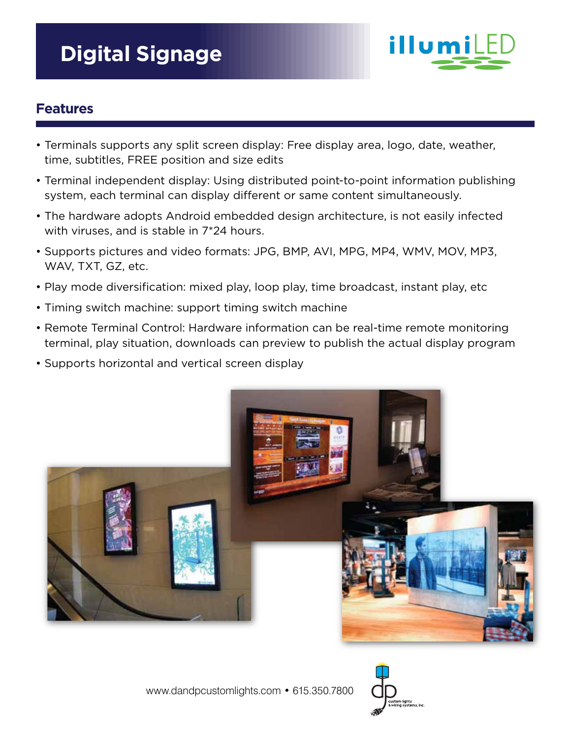# Digital Signage

illumiLED

## Features

- Terminals supports any split screen display: Free display area, logo, date, weather, time, subtitles, FREE position and size edits
- Terminal independent display: Using distributed point-to-point information publishing system, each terminal can display different or same content simultaneously.
- The hardware adopts Android embedded design architecture, is not easily infected with viruses, and is stable in 7*24 hours.
- Supports pictures and video formats: JPG, BMP, AVI, MPG, MP4, WMV, MOV, MP3, WAV, TXT, GZ, etc.
- Play mode diversification: mixed play, loop play, time broadcast, instant play, etc
- Timing switch machine: support timing switch machine
- Remote Terminal Control: Hardware information can be real-time remote monitoring terminal, play situation, downloads can preview to publish the actual display program
- Supports horizontal and vertical screen display

www.dandpcustomlights.com • 615.350.7800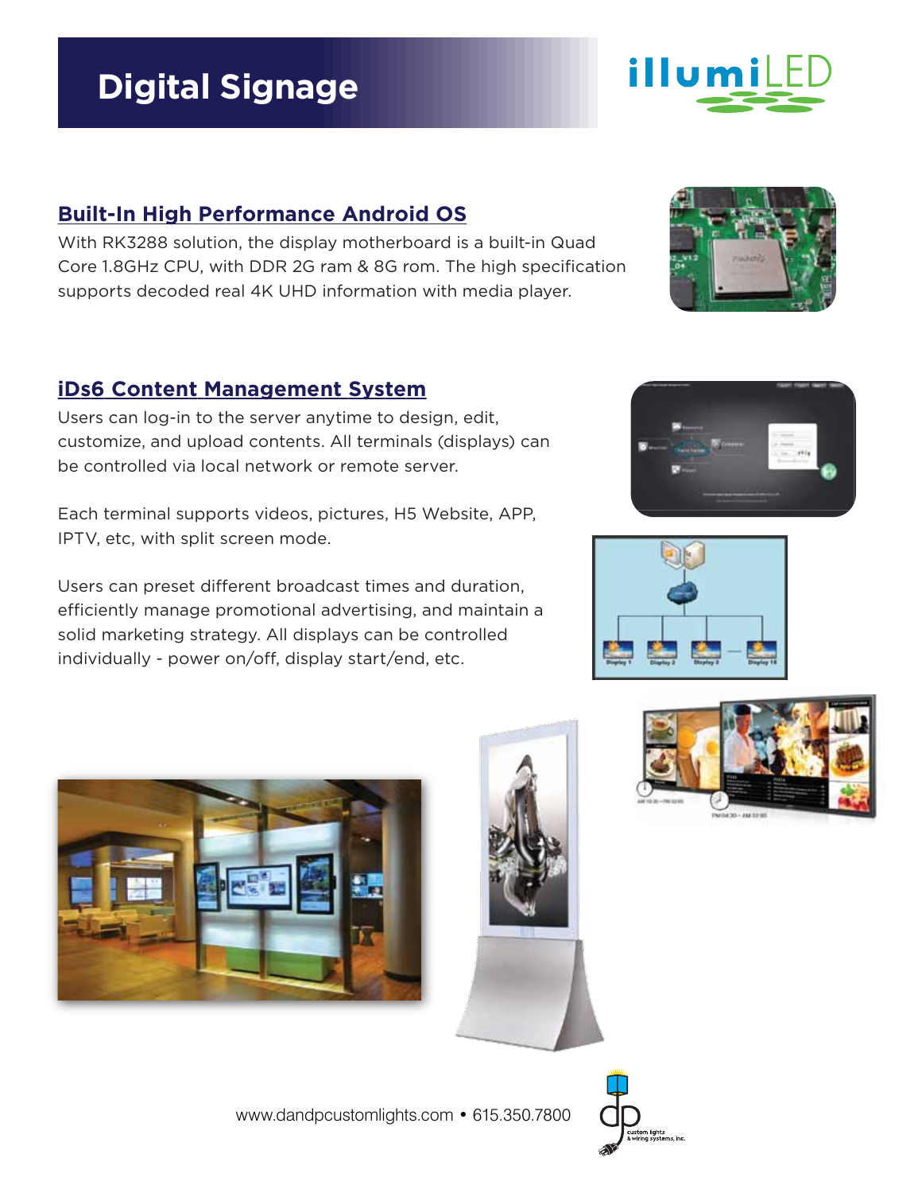# Digital Signage

illumiLED

## Built-In High Performance Android OS

With RK3288 solution, the display motherboard is a built-in Quad Core 1.8GHz CPU, with DDR 2G ram & 8G rom. The high specification supports decoded real 4K UHD information with media player.

## iDs6 Content Management System

Users can log-in to the server anytime to design, edit, customize, and upload contents. All terminals (displays) can be controlled via local network or remote server.

Each terminal supports videos, pictures, H5 Website, APP, IPTV, etc, with split screen mode.

Users can preset different broadcast times and duration, efficiently manage promotional advertising, and maintain a solid marketing strategy. All displays can be controlled individually - power on/off, display start/end, etc.

www.dandpcustomlights.com • 615.350.7800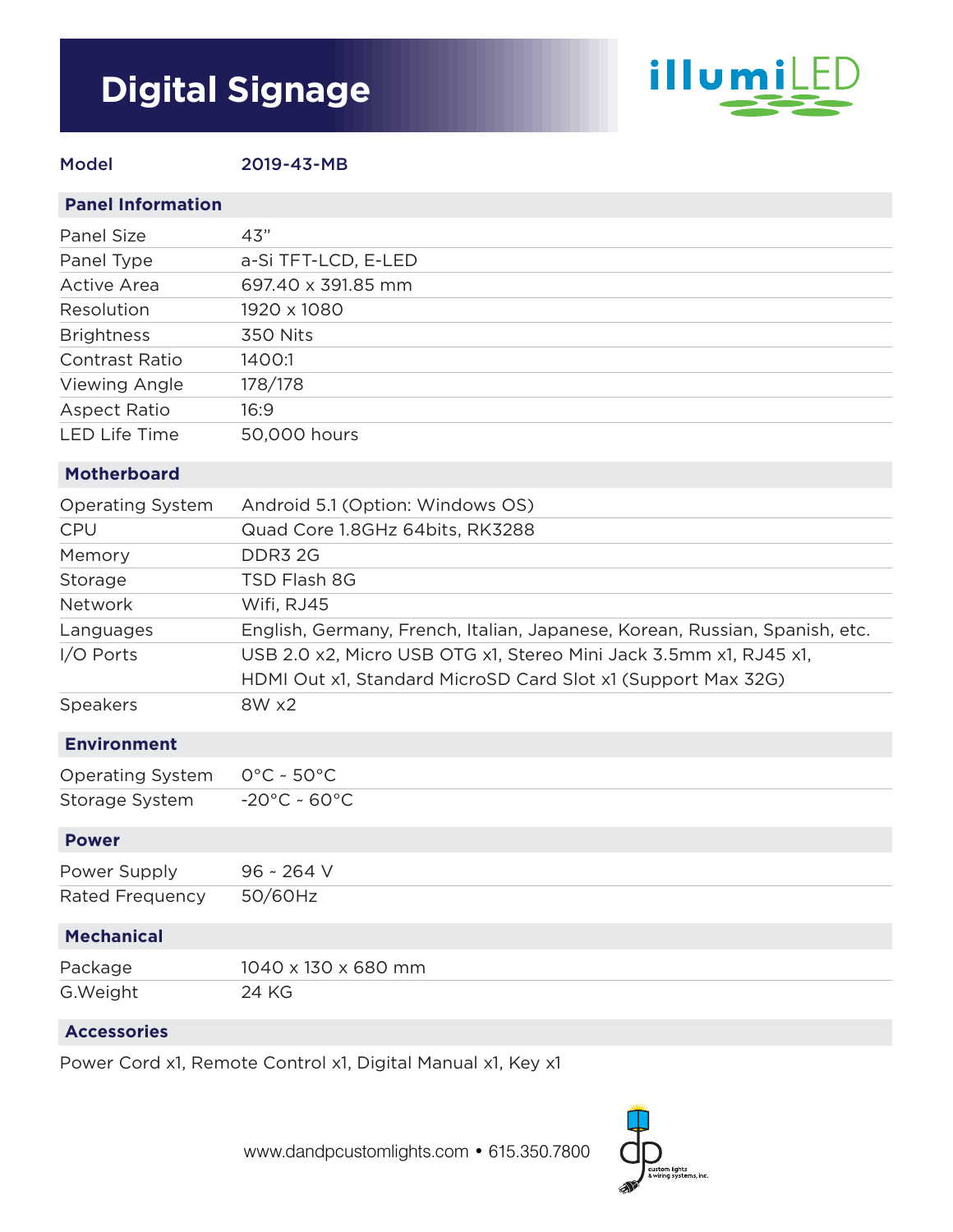# Digital Signage

illumiLED

| | |
|---|---|
| Model | 2019-43-MB |

## Panel Information

| | |
|---|---|
| Panel Size | 43” |
| Panel Type | a-Si TFT-LCD, E-LED |
| Active Area | 697.40 x 391.85 mm |
| Resolution | 1920 x 1080 |
| Brightness | 350 Nits |
| Contrast Ratio | 1400:1 |
| Viewing Angle | 178/178 |
| Aspect Ratio | 16:9 |
| LED Life Time | 50,000 hours |

## Motherboard

| | |
|---|---|
| Operating System | Android 5.1 (Option: Windows OS) |
| CPU | Quad Core 1.8GHz 64bits, RK3288 |
| Memory | DDR3 2G |
| Storage | TSD Flash 8G |
| Network | Wifi, RJ45 |
| Languages | English, Germany, French, Italian, Japanese, Korean, Russian, Spanish, etc. |
| I/O Ports | USB 2.0 x2, Micro USB OTG x1, Stereo Mini Jack 3.5mm x1, RJ45 x1, HDMI Out x1, Standard MicroSD Card Slot x1 (Support Max 32G) |
| Speakers | 8W x2 |

## Environment

| | |
|---|---|
| Operating System | 0°C ~ 50°C |
| Storage System | -20°C ~ 60°C |

## Power

| | |
|---|---|
| Power Supply | 96 ~ 264 V |
| Rated Frequency | 50/60Hz |

## Mechanical

| | |
|---|---|
| Package | 1040 x 130 x 680 mm |
| G.Weight | 24 KG |

## Accessories

Power Cord x1, Remote Control x1, Digital Manual x1, Key x1

www.dandpcustomlights.com • 615.350.7800

dp custom lights & wiring systems, inc.